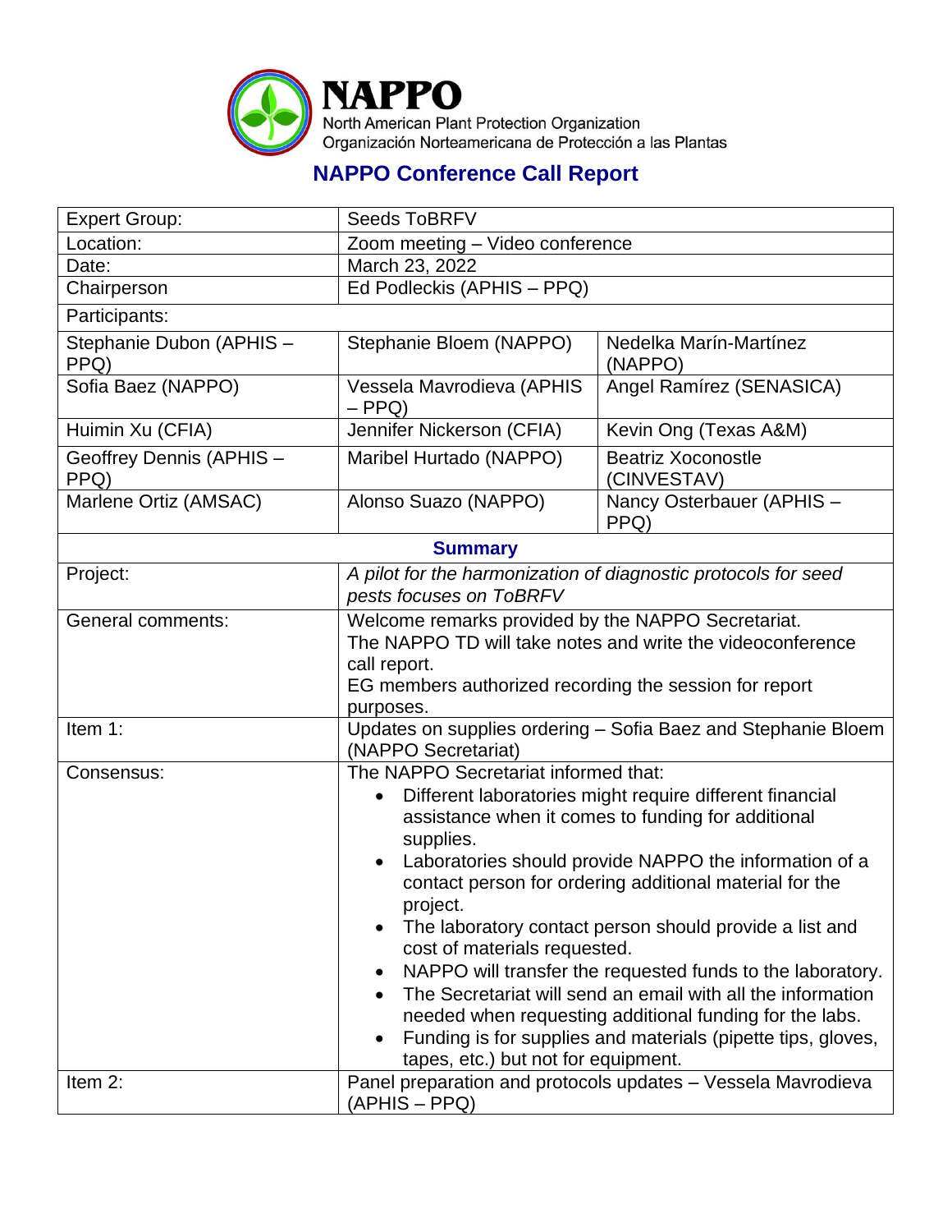# NAPPO

North American Plant Protection Organization
Organización Norteamericana de Protección a las Plantas

## NAPPO Conference Call Report

| Expert Group: | Seeds ToBRFV | |
|---|---|---|
| Location: | Zoom meeting – Video conference | |
| Date: | March 23, 2022 | |
| Chairperson | Ed Podleckis (APHIS – PPQ) | |
| Participants: | | |
| Stephanie Dubon (APHIS – PPQ) | Stephanie Bloem (NAPPO) | Nedelka Marín-Martínez (NAPPO) |
| Sofia Baez (NAPPO) | Vessela Mavrodieva (APHIS – PPQ) | Angel Ramírez (SENASICA) |
| Huimin Xu (CFIA) | Jennifer Nickerson (CFIA) | Kevin Ong (Texas A&M) |
| Geoffrey Dennis (APHIS – PPQ) | Maribel Hurtado (NAPPO) | Beatriz Xoconostle (CINVESTAV) |
| Marlene Ortiz (AMSAC) | Alonso Suazo (NAPPO) | Nancy Osterbauer (APHIS – PPQ) |

### Summary

| | |
|---|---|
| Project: | *A pilot for the harmonization of diagnostic protocols for seed pests focuses on ToBRFV* |
| General comments: | Welcome remarks provided by the NAPPO Secretariat.<br>The NAPPO TD will take notes and write the videoconference call report.<br>EG members authorized recording the session for report purposes. |
| Item 1: | Updates on supplies ordering – Sofia Baez and Stephanie Bloem (NAPPO Secretariat) |
| Consensus: | The NAPPO Secretariat informed that:<br>• Different laboratories might require different financial assistance when it comes to funding for additional supplies.<br>• Laboratories should provide NAPPO the information of a contact person for ordering additional material for the project.<br>• The laboratory contact person should provide a list and cost of materials requested.<br>• NAPPO will transfer the requested funds to the laboratory.<br>• The Secretariat will send an email with all the information needed when requesting additional funding for the labs.<br>• Funding is for supplies and materials (pipette tips, gloves, tapes, etc.) but not for equipment. |
| Item 2: | Panel preparation and protocols updates – Vessela Mavrodieva (APHIS – PPQ) |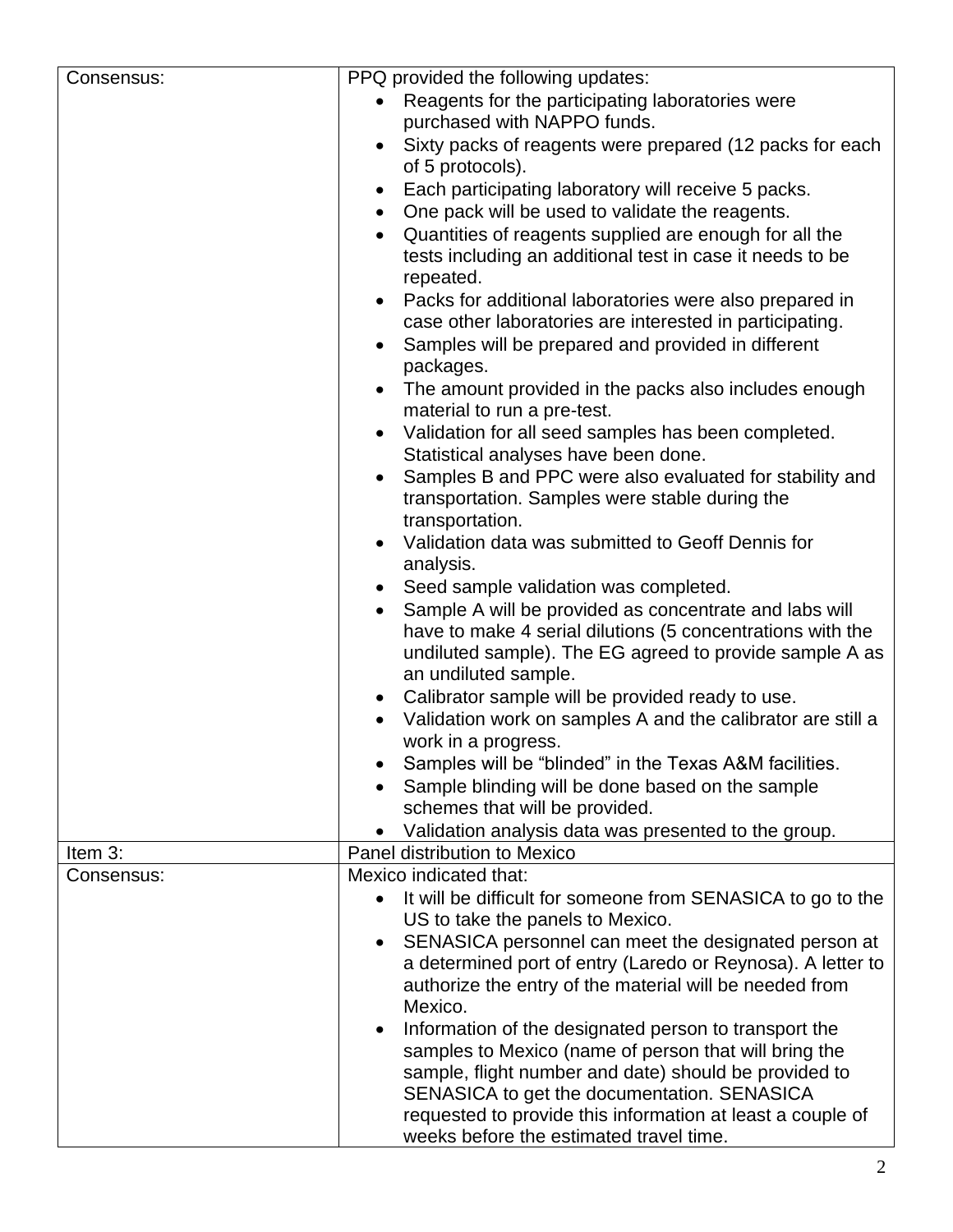| | |
|---|---|
| Consensus: | PPQ provided the following updates:<br>• Reagents for the participating laboratories were purchased with NAPPO funds.<br>• Sixty packs of reagents were prepared (12 packs for each of 5 protocols).<br>• Each participating laboratory will receive 5 packs.<br>• One pack will be used to validate the reagents.<br>• Quantities of reagents supplied are enough for all the tests including an additional test in case it needs to be repeated.<br>• Packs for additional laboratories were also prepared in case other laboratories are interested in participating.<br>• Samples will be prepared and provided in different packages.<br>• The amount provided in the packs also includes enough material to run a pre-test.<br>• Validation for all seed samples has been completed. Statistical analyses have been done.<br>• Samples B and PPC were also evaluated for stability and transportation. Samples were stable during the transportation.<br>• Validation data was submitted to Geoff Dennis for analysis.<br>• Seed sample validation was completed.<br>• Sample A will be provided as concentrate and labs will have to make 4 serial dilutions (5 concentrations with the undiluted sample). The EG agreed to provide sample A as an undiluted sample.<br>• Calibrator sample will be provided ready to use.<br>• Validation work on samples A and the calibrator are still a work in a progress.<br>• Samples will be “blinded” in the Texas A&M facilities.<br>• Sample blinding will be done based on the sample schemes that will be provided.<br>• Validation analysis data was presented to the group. |
| Item 3: | Panel distribution to Mexico |
| Consensus: | Mexico indicated that:<br>• It will be difficult for someone from SENASICA to go to the US to take the panels to Mexico.<br>• SENASICA personnel can meet the designated person at a determined port of entry (Laredo or Reynosa). A letter to authorize the entry of the material will be needed from Mexico.<br>• Information of the designated person to transport the samples to Mexico (name of person that will bring the sample, flight number and date) should be provided to SENASICA to get the documentation. SENASICA requested to provide this information at least a couple of weeks before the estimated travel time. |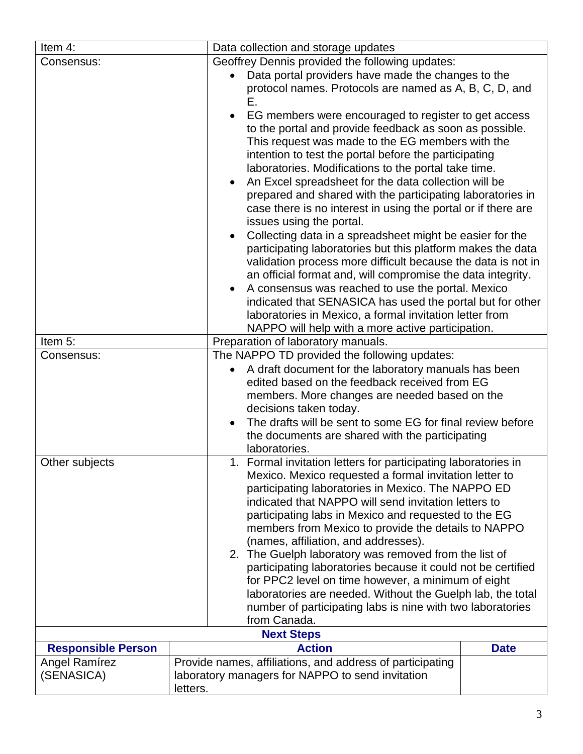| Item 4: | Data collection and storage updates |
|---|---|
| Consensus: | Geoffrey Dennis provided the following updates:<br>• Data portal providers have made the changes to the protocol names. Protocols are named as A, B, C, D, and E.<br>• EG members were encouraged to register to get access to the portal and provide feedback as soon as possible. This request was made to the EG members with the intention to test the portal before the participating laboratories. Modifications to the portal take time.<br>• An Excel spreadsheet for the data collection will be prepared and shared with the participating laboratories in case there is no interest in using the portal or if there are issues using the portal.<br>• Collecting data in a spreadsheet might be easier for the participating laboratories but this platform makes the data validation process more difficult because the data is not in an official format and, will compromise the data integrity.<br>• A consensus was reached to use the portal. Mexico indicated that SENASICA has used the portal but for other laboratories in Mexico, a formal invitation letter from NAPPO will help with a more active participation. |
| Item 5: | Preparation of laboratory manuals. |
| Consensus: | The NAPPO TD provided the following updates:<br>• A draft document for the laboratory manuals has been edited based on the feedback received from EG members. More changes are needed based on the decisions taken today.<br>• The drafts will be sent to some EG for final review before the documents are shared with the participating laboratories. |
| Other subjects | 1. Formal invitation letters for participating laboratories in Mexico. Mexico requested a formal invitation letter to participating laboratories in Mexico. The NAPPO ED indicated that NAPPO will send invitation letters to participating labs in Mexico and requested to the EG members from Mexico to provide the details to NAPPO (names, affiliation, and addresses).<br>2. The Guelph laboratory was removed from the list of participating laboratories because it could not be certified for PPC2 level on time however, a minimum of eight laboratories are needed. Without the Guelph lab, the total number of participating labs is nine with two laboratories from Canada. |

**Next Steps**

| Responsible Person | Action | Date |
|---|---|---|
| Angel Ramírez (SENASICA) | Provide names, affiliations, and address of participating laboratory managers for NAPPO to send invitation letters. | |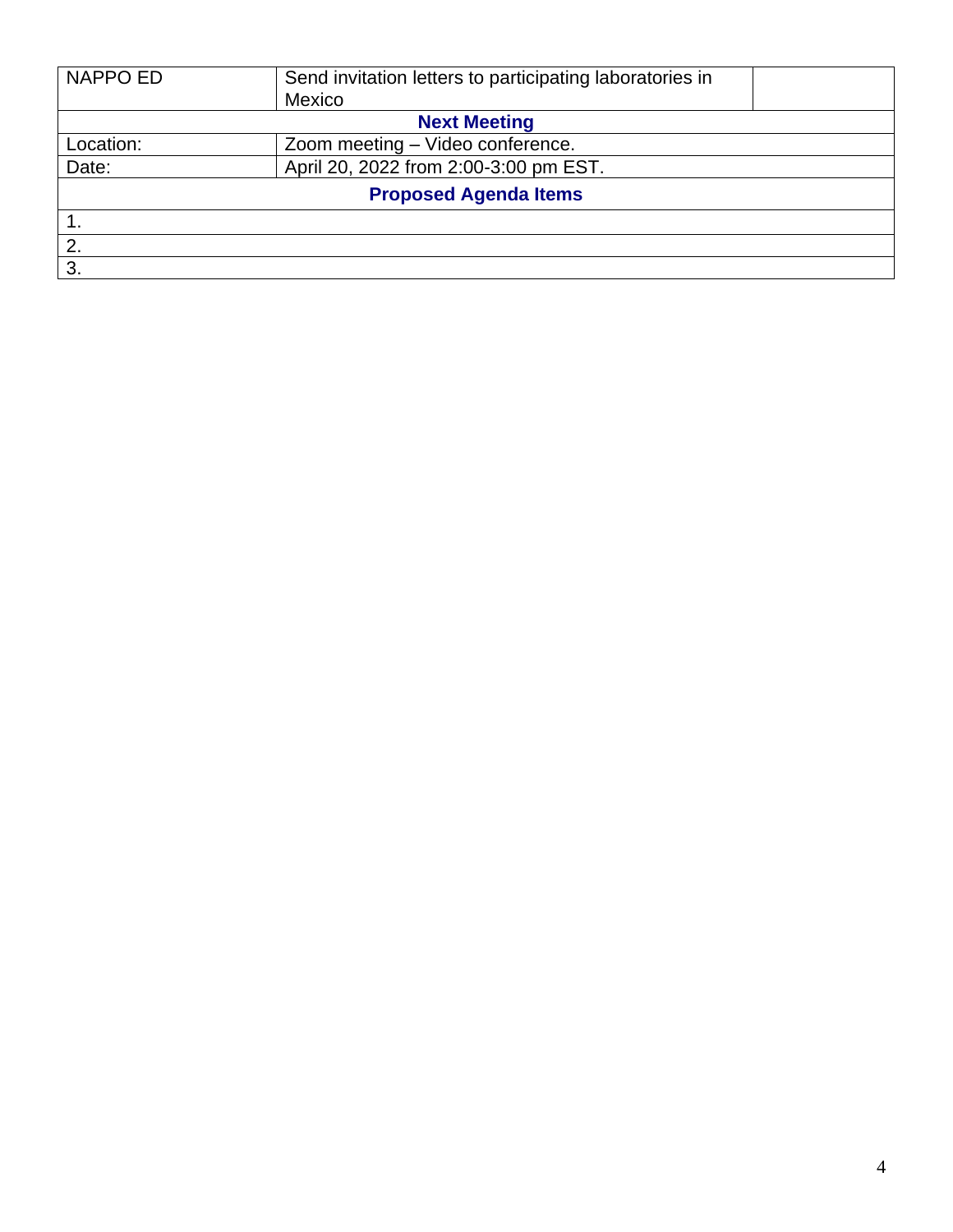| | | |
|---|---|---|
| NAPPO ED | Send invitation letters to participating laboratories in Mexico | |
| **Next Meeting** | | |
| Location: | Zoom meeting – Video conference. | |
| Date: | April 20, 2022 from 2:00-3:00 pm EST. | |
| **Proposed Agenda Items** | | |
| 1. | | |
| 2. | | |
| 3. | | |